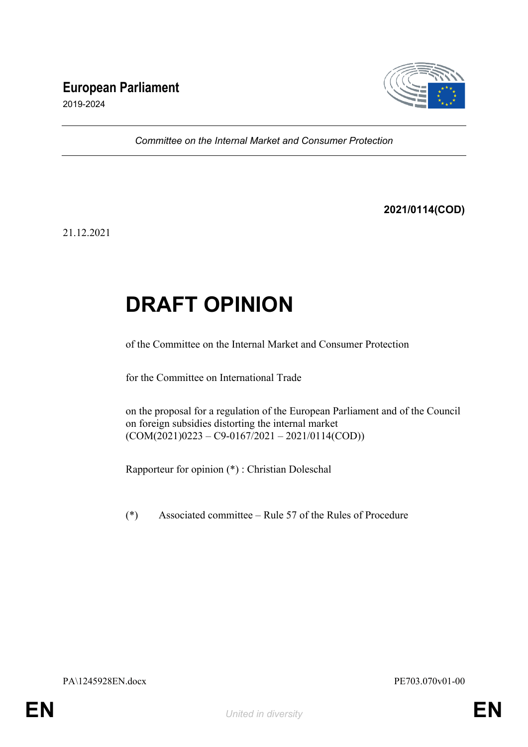**European Parliament**

2019-2024

*Committee on the Internal Market and Consumer Protection*

**2021/0114(COD)**

21.12.2021

# DRAFT OPINION

of the Committee on the Internal Market and Consumer Protection

for the Committee on International Trade

on the proposal for a regulation of the European Parliament and of the Council on foreign subsidies distorting the internal market
(COM(2021)0223 – C9-0167/2021 – 2021/0114(COD))

Rapporteur for opinion (*) : Christian Doleschal

(*) Associated committee – Rule 57 of the Rules of Procedure

PA\1245928EN.docx PE703.070v01-00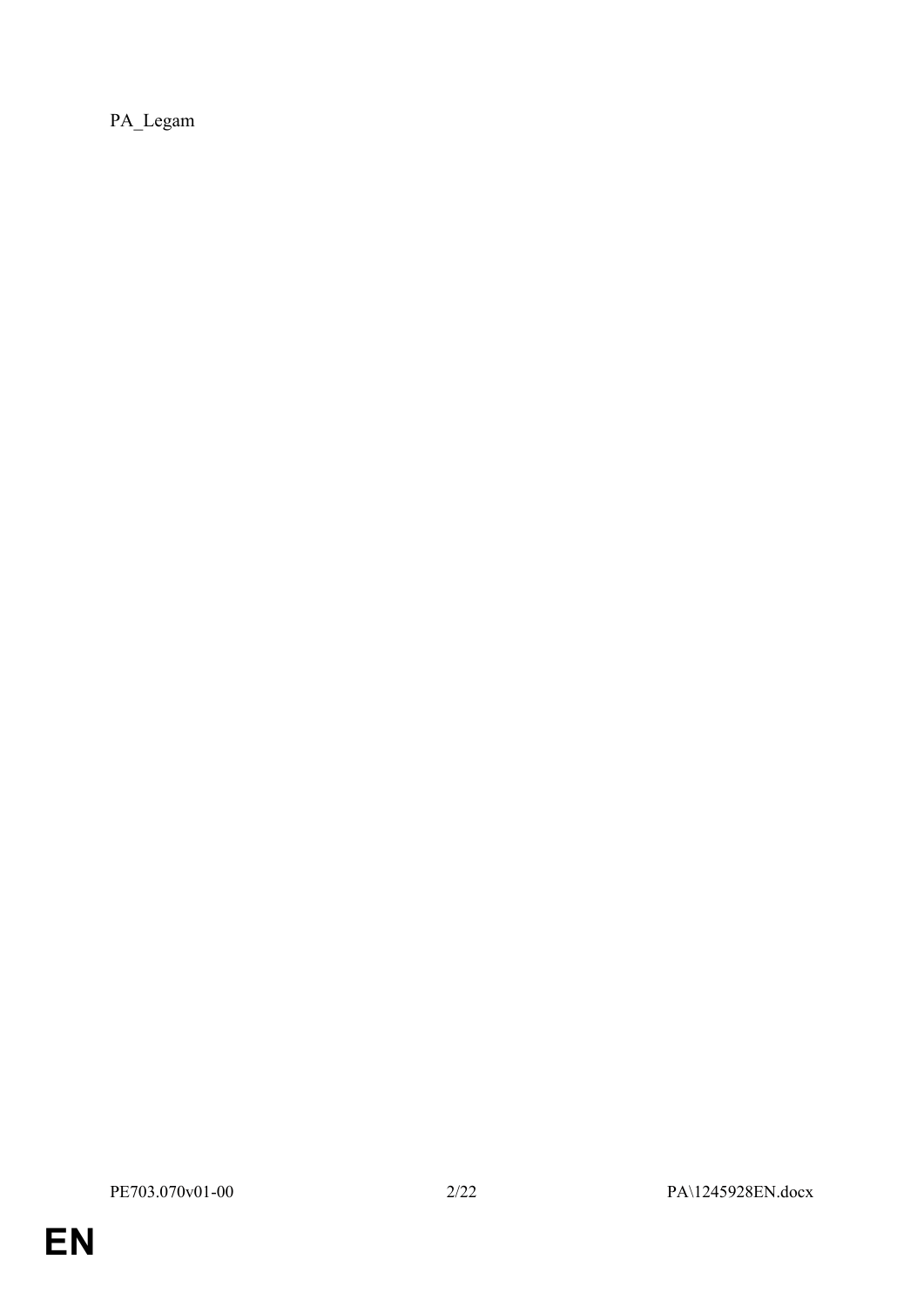PA_Legam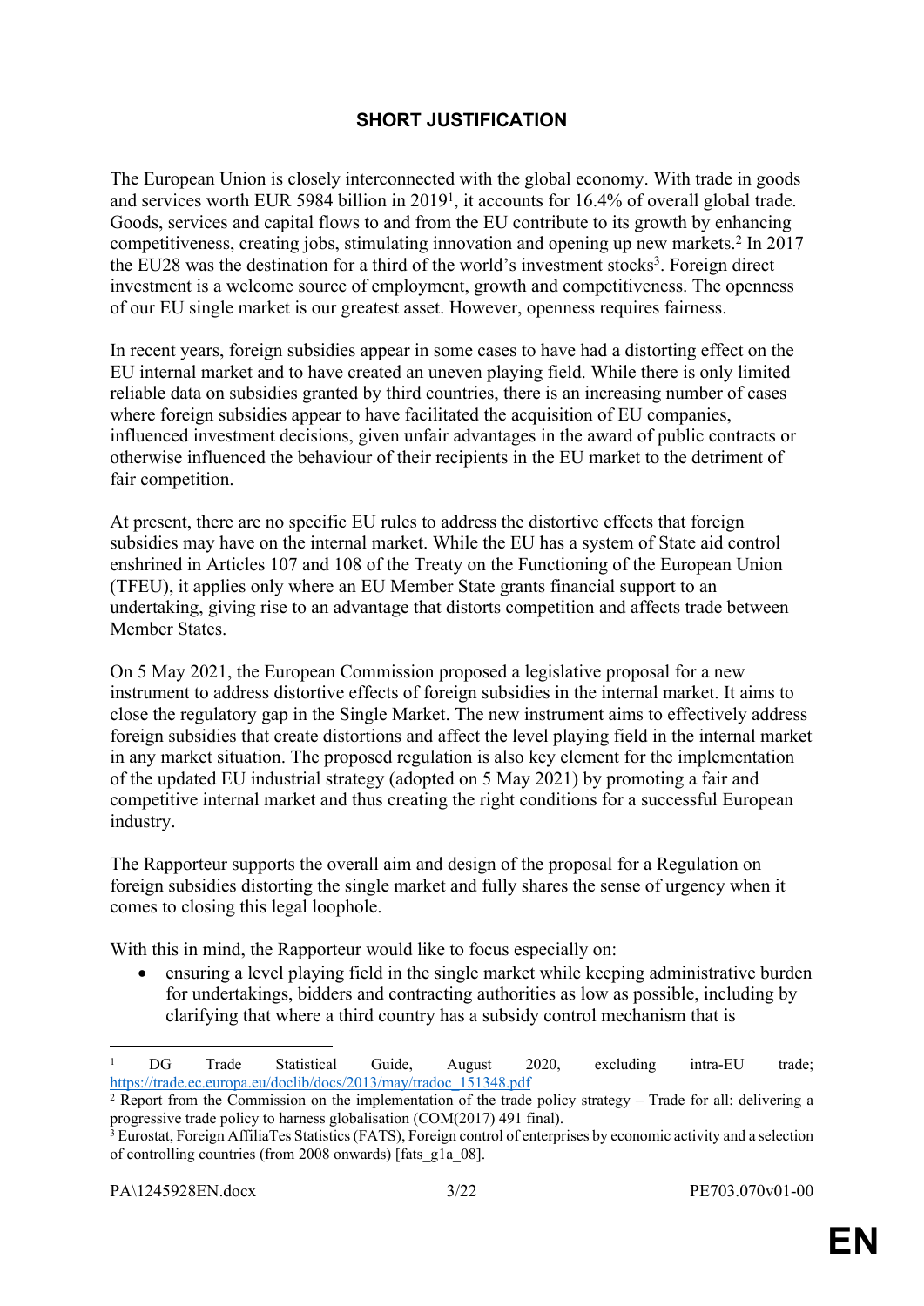## SHORT JUSTIFICATION

The European Union is closely interconnected with the global economy. With trade in goods and services worth EUR 5984 billion in 2019[1], it accounts for 16.4% of overall global trade. Goods, services and capital flows to and from the EU contribute to its growth by enhancing competitiveness, creating jobs, stimulating innovation and opening up new markets.[2] In 2017 the EU28 was the destination for a third of the world's investment stocks[3]. Foreign direct investment is a welcome source of employment, growth and competitiveness. The openness of our EU single market is our greatest asset. However, openness requires fairness.

In recent years, foreign subsidies appear in some cases to have had a distorting effect on the EU internal market and to have created an uneven playing field. While there is only limited reliable data on subsidies granted by third countries, there is an increasing number of cases where foreign subsidies appear to have facilitated the acquisition of EU companies, influenced investment decisions, given unfair advantages in the award of public contracts or otherwise influenced the behaviour of their recipients in the EU market to the detriment of fair competition.

At present, there are no specific EU rules to address the distortive effects that foreign subsidies may have on the internal market. While the EU has a system of State aid control enshrined in Articles 107 and 108 of the Treaty on the Functioning of the European Union (TFEU), it applies only where an EU Member State grants financial support to an undertaking, giving rise to an advantage that distorts competition and affects trade between Member States.

On 5 May 2021, the European Commission proposed a legislative proposal for a new instrument to address distortive effects of foreign subsidies in the internal market. It aims to close the regulatory gap in the Single Market. The new instrument aims to effectively address foreign subsidies that create distortions and affect the level playing field in the internal market in any market situation. The proposed regulation is also key element for the implementation of the updated EU industrial strategy (adopted on 5 May 2021) by promoting a fair and competitive internal market and thus creating the right conditions for a successful European industry.

The Rapporteur supports the overall aim and design of the proposal for a Regulation on foreign subsidies distorting the single market and fully shares the sense of urgency when it comes to closing this legal loophole.

With this in mind, the Rapporteur would like to focus especially on:

- ensuring a level playing field in the single market while keeping administrative burden for undertakings, bidders and contracting authorities as low as possible, including by clarifying that where a third country has a subsidy control mechanism that is

---

[1] DG Trade Statistical Guide, August 2020, excluding intra-EU trade; https://trade.ec.europa.eu/doclib/docs/2013/may/tradoc_151348.pdf

[2] Report from the Commission on the implementation of the trade policy strategy – Trade for all: delivering a progressive trade policy to harness globalisation (COM(2017) 491 final).

[3] Eurostat, Foreign AffiliaTes Statistics (FATS), Foreign control of enterprises by economic activity and a selection of controlling countries (from 2008 onwards) [fats_g1a_08].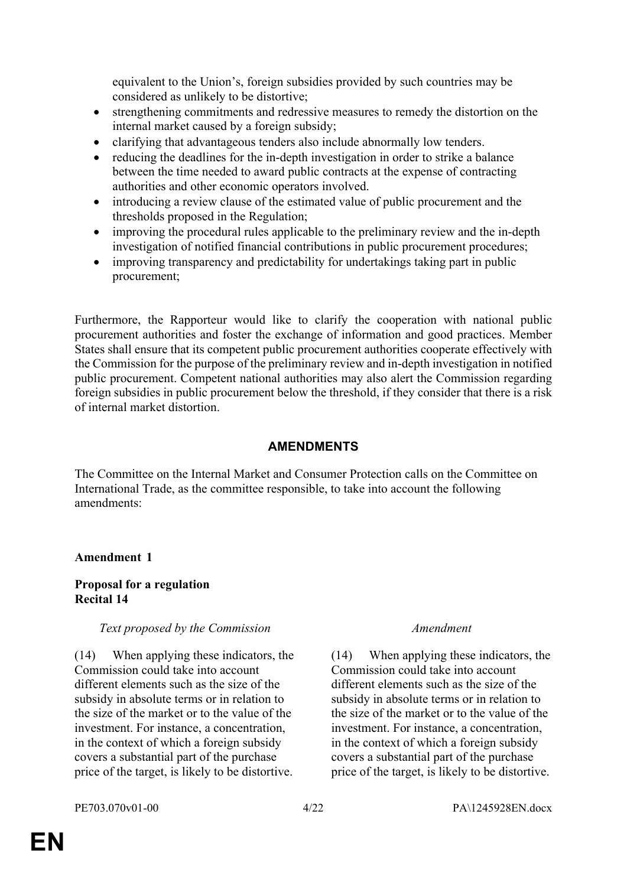equivalent to the Union's, foreign subsidies provided by such countries may be considered as unlikely to be distortive;

- strengthening commitments and redressive measures to remedy the distortion on the internal market caused by a foreign subsidy;
- clarifying that advantageous tenders also include abnormally low tenders.
- reducing the deadlines for the in-depth investigation in order to strike a balance between the time needed to award public contracts at the expense of contracting authorities and other economic operators involved.
- introducing a review clause of the estimated value of public procurement and the thresholds proposed in the Regulation;
- improving the procedural rules applicable to the preliminary review and the in-depth investigation of notified financial contributions in public procurement procedures;
- improving transparency and predictability for undertakings taking part in public procurement;

Furthermore, the Rapporteur would like to clarify the cooperation with national public procurement authorities and foster the exchange of information and good practices. Member States shall ensure that its competent public procurement authorities cooperate effectively with the Commission for the purpose of the preliminary review and in-depth investigation in notified public procurement. Competent national authorities may also alert the Commission regarding foreign subsidies in public procurement below the threshold, if they consider that there is a risk of internal market distortion.

## AMENDMENTS

The Committee on the Internal Market and Consumer Protection calls on the Committee on International Trade, as the committee responsible, to take into account the following amendments:

**Amendment 1**

**Proposal for a regulation**
**Recital 14**

| *Text proposed by the Commission* | *Amendment* |
|---|---|
| (14) When applying these indicators, the Commission could take into account different elements such as the size of the subsidy in absolute terms or in relation to the size of the market or to the value of the investment. For instance, a concentration, in the context of which a foreign subsidy covers a substantial part of the purchase price of the target, is likely to be distortive. | (14) When applying these indicators, the Commission could take into account different elements such as the size of the subsidy in absolute terms or in relation to the size of the market or to the value of the investment. For instance, a concentration, in the context of which a foreign subsidy covers a substantial part of the purchase price of the target, is likely to be distortive. |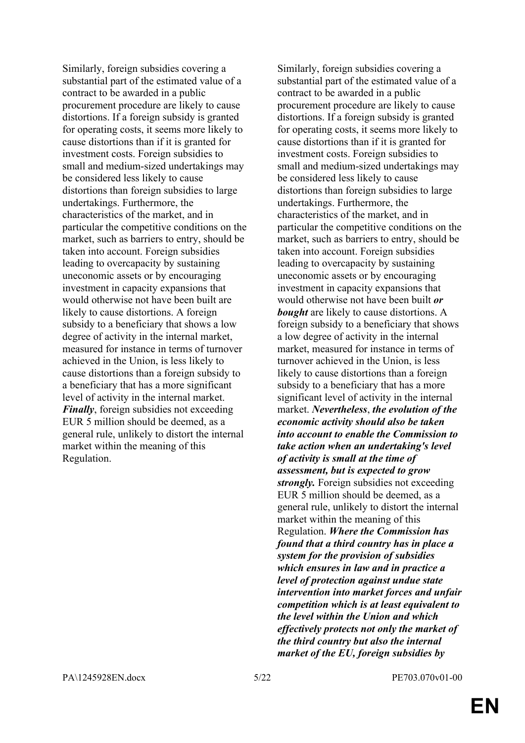| | |
|---|---|
| Similarly, foreign subsidies covering a substantial part of the estimated value of a contract to be awarded in a public procurement procedure are likely to cause distortions. If a foreign subsidy is granted for operating costs, it seems more likely to cause distortions than if it is granted for investment costs. Foreign subsidies to small and medium-sized undertakings may be considered less likely to cause distortions than foreign subsidies to large undertakings. Furthermore, the characteristics of the market, and in particular the competitive conditions on the market, such as barriers to entry, should be taken into account. Foreign subsidies leading to overcapacity by sustaining uneconomic assets or by encouraging investment in capacity expansions that would otherwise not have been built are likely to cause distortions. A foreign subsidy to a beneficiary that shows a low degree of activity in the internal market, measured for instance in terms of turnover achieved in the Union, is less likely to cause distortions than a foreign subsidy to a beneficiary that has a more significant level of activity in the internal market. ***Finally***, foreign subsidies not exceeding EUR 5 million should be deemed, as a general rule, unlikely to distort the internal market within the meaning of this Regulation. | Similarly, foreign subsidies covering a substantial part of the estimated value of a contract to be awarded in a public procurement procedure are likely to cause distortions. If a foreign subsidy is granted for operating costs, it seems more likely to cause distortions than if it is granted for investment costs. Foreign subsidies to small and medium-sized undertakings may be considered less likely to cause distortions than foreign subsidies to large undertakings. Furthermore, the characteristics of the market, and in particular the competitive conditions on the market, such as barriers to entry, should be taken into account. Foreign subsidies leading to overcapacity by sustaining uneconomic assets or by encouraging investment in capacity expansions that would otherwise not have been built ***or bought*** are likely to cause distortions. A foreign subsidy to a beneficiary that shows a low degree of activity in the internal market, measured for instance in terms of turnover achieved in the Union, is less likely to cause distortions than a foreign subsidy to a beneficiary that has a more significant level of activity in the internal market. ***Nevertheless***, ***the evolution of the economic activity should also be taken into account to enable the Commission to take action when an undertaking's level of activity is small at the time of assessment, but is expected to grow strongly.*** Foreign subsidies not exceeding EUR 5 million should be deemed, as a general rule, unlikely to distort the internal market within the meaning of this Regulation. ***Where the Commission has found that a third country has in place a system for the provision of subsidies which ensures in law and in practice a level of protection against undue state intervention into market forces and unfair competition which is at least equivalent to the level within the Union and which effectively protects not only the market of the third country but also the internal market of the EU, foreign subsidies by*** |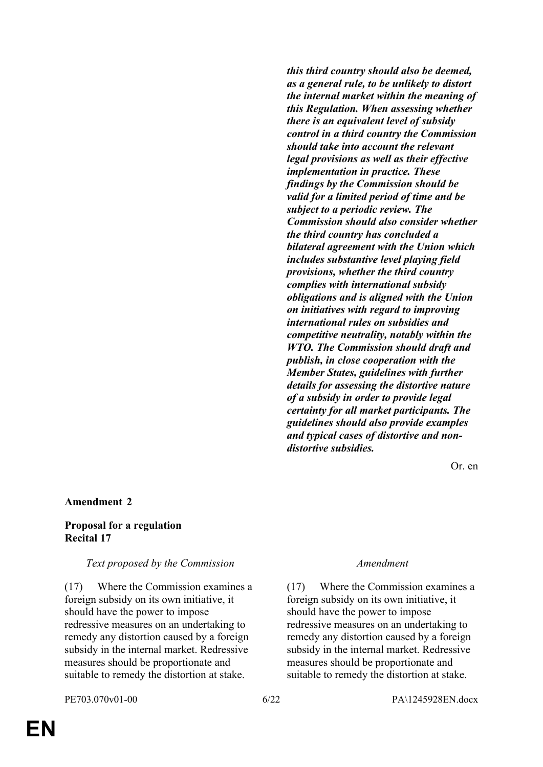| | |
|---|---|
| | ***this third country should also be deemed, as a general rule, to be unlikely to distort the internal market within the meaning of this Regulation. When assessing whether there is an equivalent level of subsidy control in a third country the Commission should take into account the relevant legal provisions as well as their effective implementation in practice. These findings by the Commission should be valid for a limited period of time and be subject to a periodic review. The Commission should also consider whether the third country has concluded a bilateral agreement with the Union which includes substantive level playing field provisions, whether the third country complies with international subsidy obligations and is aligned with the Union on initiatives with regard to improving international rules on subsidies and competitive neutrality, notably within the WTO. The Commission should draft and publish, in close cooperation with the Member States, guidelines with further details for assessing the distortive nature of a subsidy in order to provide legal certainty for all market participants. The guidelines should also provide examples and typical cases of distortive and non-distortive subsidies.*** |

Or. en

**Amendment 2**

**Proposal for a regulation**
**Recital 17**

| *Text proposed by the Commission* | *Amendment* |
|---|---|
| (17) Where the Commission examines a foreign subsidy on its own initiative, it should have the power to impose redressive measures on an undertaking to remedy any distortion caused by a foreign subsidy in the internal market. Redressive measures should be proportionate and suitable to remedy the distortion at stake. | (17) Where the Commission examines a foreign subsidy on its own initiative, it should have the power to impose redressive measures on an undertaking to remedy any distortion caused by a foreign subsidy in the internal market. Redressive measures should be proportionate and suitable to remedy the distortion at stake. |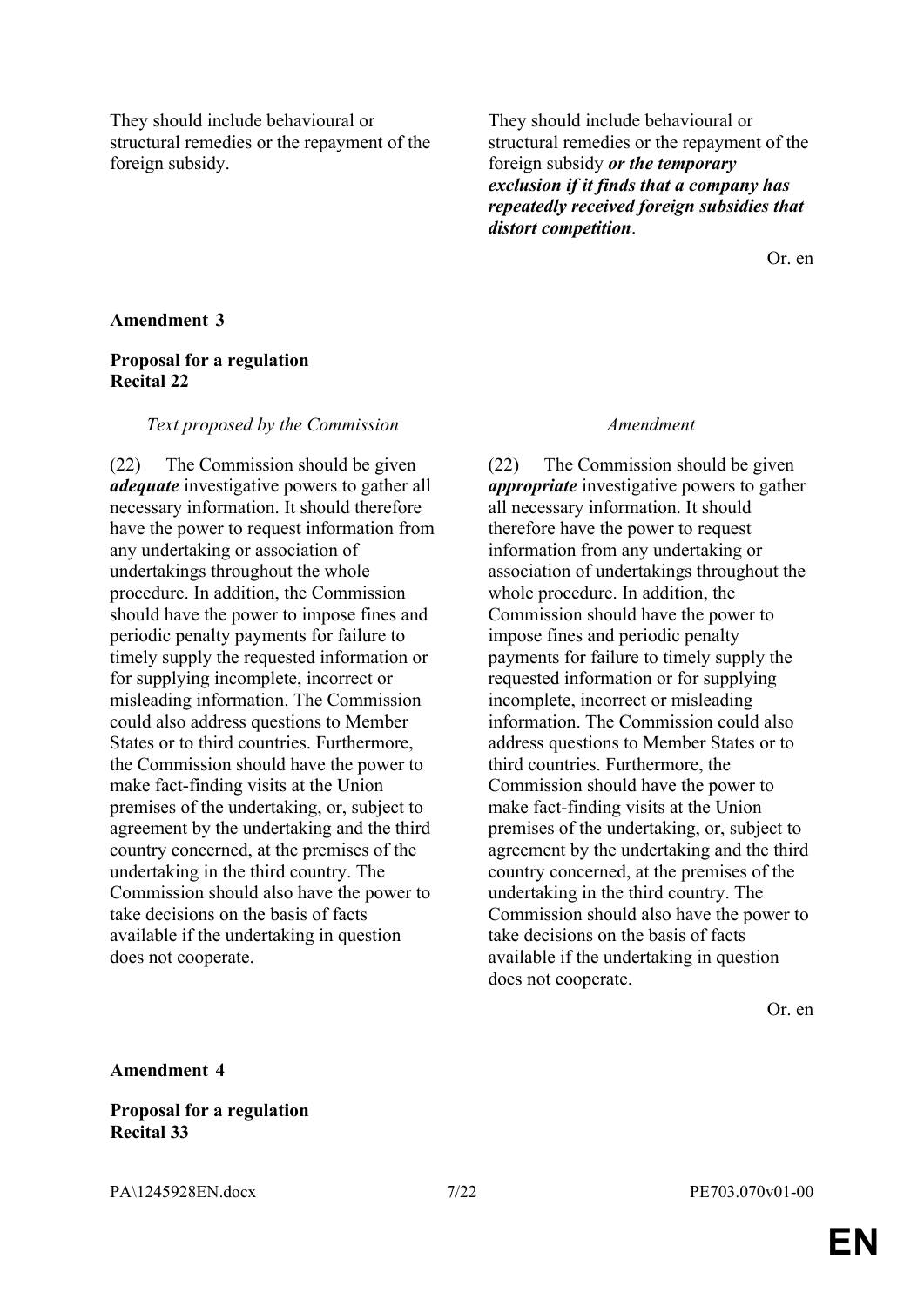| | |
|---|---|
| They should include behavioural or structural remedies or the repayment of the foreign subsidy. | They should include behavioural or structural remedies or the repayment of the foreign subsidy ***or the temporary exclusion if it finds that a company has repeatedly received foreign subsidies that distort competition***. |

Or. en

**Amendment 3**

**Proposal for a regulation**
**Recital 22**

| *Text proposed by the Commission* | *Amendment* |
|---|---|
| (22) The Commission should be given ***adequate*** investigative powers to gather all necessary information. It should therefore have the power to request information from any undertaking or association of undertakings throughout the whole procedure. In addition, the Commission should have the power to impose fines and periodic penalty payments for failure to timely supply the requested information or for supplying incomplete, incorrect or misleading information. The Commission could also address questions to Member States or to third countries. Furthermore, the Commission should have the power to make fact-finding visits at the Union premises of the undertaking, or, subject to agreement by the undertaking and the third country concerned, at the premises of the undertaking in the third country. The Commission should also have the power to take decisions on the basis of facts available if the undertaking in question does not cooperate. | (22) The Commission should be given ***appropriate*** investigative powers to gather all necessary information. It should therefore have the power to request information from any undertaking or association of undertakings throughout the whole procedure. In addition, the Commission should have the power to impose fines and periodic penalty payments for failure to timely supply the requested information or for supplying incomplete, incorrect or misleading information. The Commission could also address questions to Member States or to third countries. Furthermore, the Commission should have the power to make fact-finding visits at the Union premises of the undertaking, or, subject to agreement by the undertaking and the third country concerned, at the premises of the undertaking in the third country. The Commission should also have the power to take decisions on the basis of facts available if the undertaking in question does not cooperate. |

Or. en

**Amendment 4**

**Proposal for a regulation**
**Recital 33**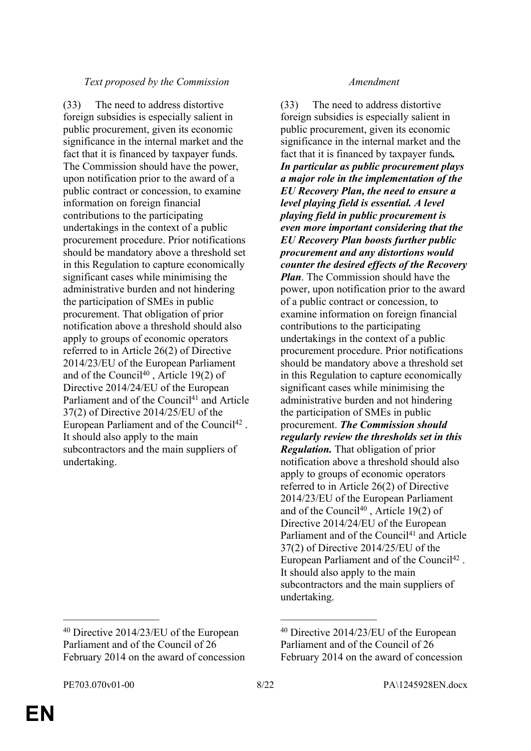| *Text proposed by the Commission* | *Amendment* |
|---|---|
| (33) The need to address distortive foreign subsidies is especially salient in public procurement, given its economic significance in the internal market and the fact that it is financed by taxpayer funds. The Commission should have the power, upon notification prior to the award of a public contract or concession, to examine information on foreign financial contributions to the participating undertakings in the context of a public procurement procedure. Prior notifications should be mandatory above a threshold set in this Regulation to capture economically significant cases while minimising the administrative burden and not hindering the participation of SMEs in public procurement. That obligation of prior notification above a threshold should also apply to groups of economic operators referred to in Article 26(2) of Directive 2014/23/EU of the European Parliament and of the Council[40] , Article 19(2) of Directive 2014/24/EU of the European Parliament and of the Council[41] and Article 37(2) of Directive 2014/25/EU of the European Parliament and of the Council[42] . It should also apply to the main subcontractors and the main suppliers of undertaking. | (33) The need to address distortive foreign subsidies is especially salient in public procurement, given its economic significance in the internal market and the fact that it is financed by taxpayer funds***. In particular as public procurement plays a major role in the implementation of the EU Recovery Plan, the need to ensure a level playing field is essential. A level playing field in public procurement is even more important considering that the EU Recovery Plan boosts further public procurement and any distortions would counter the desired effects of the Recovery Plan***. The Commission should have the power, upon notification prior to the award of a public contract or concession, to examine information on foreign financial contributions to the participating undertakings in the context of a public procurement procedure. Prior notifications should be mandatory above a threshold set in this Regulation to capture economically significant cases while minimising the administrative burden and not hindering the participation of SMEs in public procurement. ***The Commission should regularly review the thresholds set in this Regulation.*** That obligation of prior notification above a threshold should also apply to groups of economic operators referred to in Article 26(2) of Directive 2014/23/EU of the European Parliament and of the Council[40] , Article 19(2) of Directive 2014/24/EU of the European Parliament and of the Council[41] and Article 37(2) of Directive 2014/25/EU of the European Parliament and of the Council[42] . It should also apply to the main subcontractors and the main suppliers of undertaking. |
| __________________ | __________________ |
| [40] Directive 2014/23/EU of the European Parliament and of the Council of 26 February 2014 on the award of concession | [40] Directive 2014/23/EU of the European Parliament and of the Council of 26 February 2014 on the award of concession |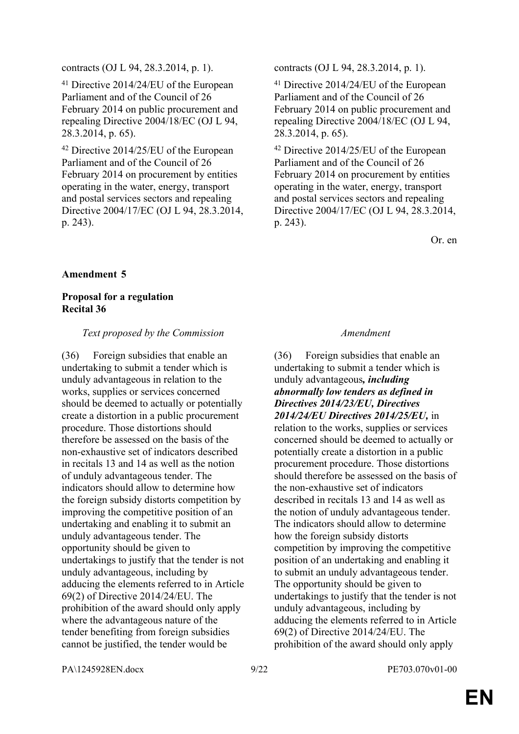| | |
|---|---|
| contracts (OJ L 94, 28.3.2014, p. 1). | contracts (OJ L 94, 28.3.2014, p. 1). |
| [41] Directive 2014/24/EU of the European Parliament and of the Council of 26 February 2014 on public procurement and repealing Directive 2004/18/EC (OJ L 94, 28.3.2014, p. 65). | [41] Directive 2014/24/EU of the European Parliament and of the Council of 26 February 2014 on public procurement and repealing Directive 2004/18/EC (OJ L 94, 28.3.2014, p. 65). |
| [42] Directive 2014/25/EU of the European Parliament and of the Council of 26 February 2014 on procurement by entities operating in the water, energy, transport and postal services sectors and repealing Directive 2004/17/EC (OJ L 94, 28.3.2014, p. 243). | [42] Directive 2014/25/EU of the European Parliament and of the Council of 26 February 2014 on procurement by entities operating in the water, energy, transport and postal services sectors and repealing Directive 2004/17/EC (OJ L 94, 28.3.2014, p. 243). |

Or. en

**Amendment 5**

**Proposal for a regulation**
**Recital 36**

| *Text proposed by the Commission* | *Amendment* |
|---|---|
| (36) Foreign subsidies that enable an undertaking to submit a tender which is unduly advantageous in relation to the works, supplies or services concerned should be deemed to actually or potentially create a distortion in a public procurement procedure. Those distortions should therefore be assessed on the basis of the non-exhaustive set of indicators described in recitals 13 and 14 as well as the notion of unduly advantageous tender. The indicators should allow to determine how the foreign subsidy distorts competition by improving the competitive position of an undertaking and enabling it to submit an unduly advantageous tender. The opportunity should be given to undertakings to justify that the tender is not unduly advantageous, including by adducing the elements referred to in Article 69(2) of Directive 2014/24/EU. The prohibition of the award should only apply where the advantageous nature of the tender benefiting from foreign subsidies cannot be justified, the tender would be | (36) Foreign subsidies that enable an undertaking to submit a tender which is unduly advantageous***, including abnormally low tenders as defined in Directives 2014/23/EU, Directives 2014/24/EU Directives 2014/25/EU,*** in relation to the works, supplies or services concerned should be deemed to actually or potentially create a distortion in a public procurement procedure. Those distortions should therefore be assessed on the basis of the non-exhaustive set of indicators described in recitals 13 and 14 as well as the notion of unduly advantageous tender. The indicators should allow to determine how the foreign subsidy distorts competition by improving the competitive position of an undertaking and enabling it to submit an unduly advantageous tender. The opportunity should be given to undertakings to justify that the tender is not unduly advantageous, including by adducing the elements referred to in Article 69(2) of Directive 2014/24/EU. The prohibition of the award should only apply |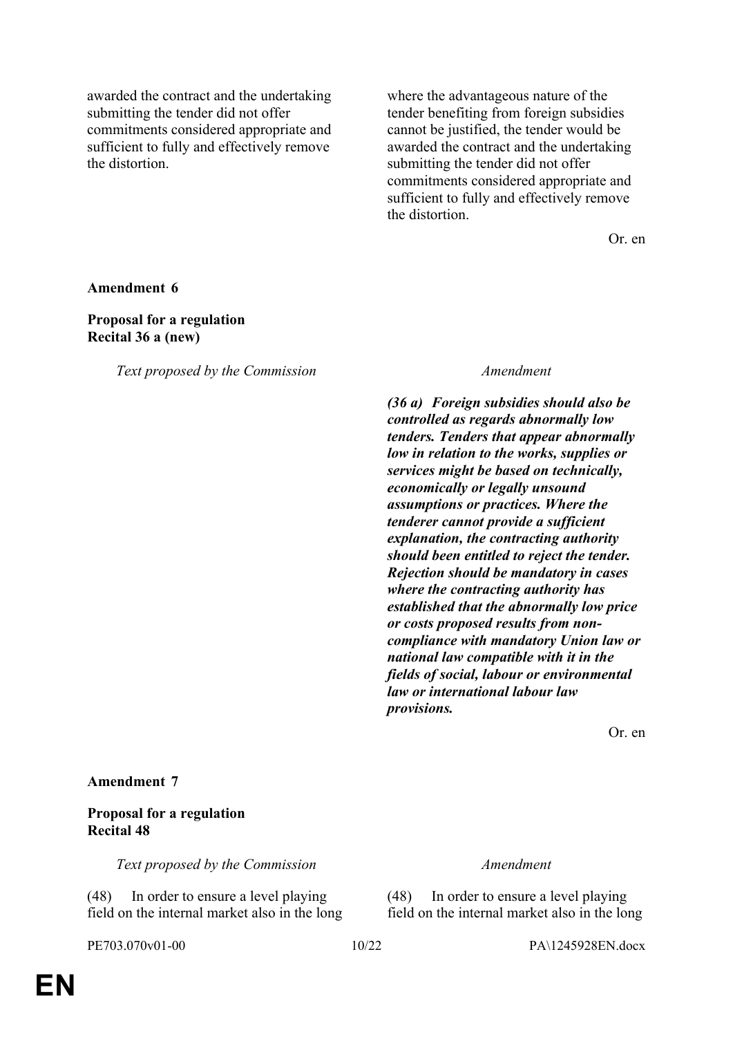| Text proposed by the Commission | Amendment |
|---|---|
| awarded the contract and the undertaking submitting the tender did not offer commitments considered appropriate and sufficient to fully and effectively remove the distortion. | where the advantageous nature of the tender benefiting from foreign subsidies cannot be justified, the tender would be awarded the contract and the undertaking submitting the tender did not offer commitments considered appropriate and sufficient to fully and effectively remove the distortion. |

Or. en

**Amendment 6**

**Proposal for a regulation**
**Recital 36 a (new)**

| *Text proposed by the Commission* | *Amendment* |
|---|---|
| | ***(36 a) Foreign subsidies should also be controlled as regards abnormally low tenders. Tenders that appear abnormally low in relation to the works, supplies or services might be based on technically, economically or legally unsound assumptions or practices. Where the tenderer cannot provide a sufficient explanation, the contracting authority should been entitled to reject the tender. Rejection should be mandatory in cases where the contracting authority has established that the abnormally low price or costs proposed results from non-compliance with mandatory Union law or national law compatible with it in the fields of social, labour or environmental law or international labour law provisions.*** |

Or. en

**Amendment 7**

**Proposal for a regulation**
**Recital 48**

| *Text proposed by the Commission* | *Amendment* |
|---|---|
| (48) In order to ensure a level playing field on the internal market also in the long | (48) In order to ensure a level playing field on the internal market also in the long |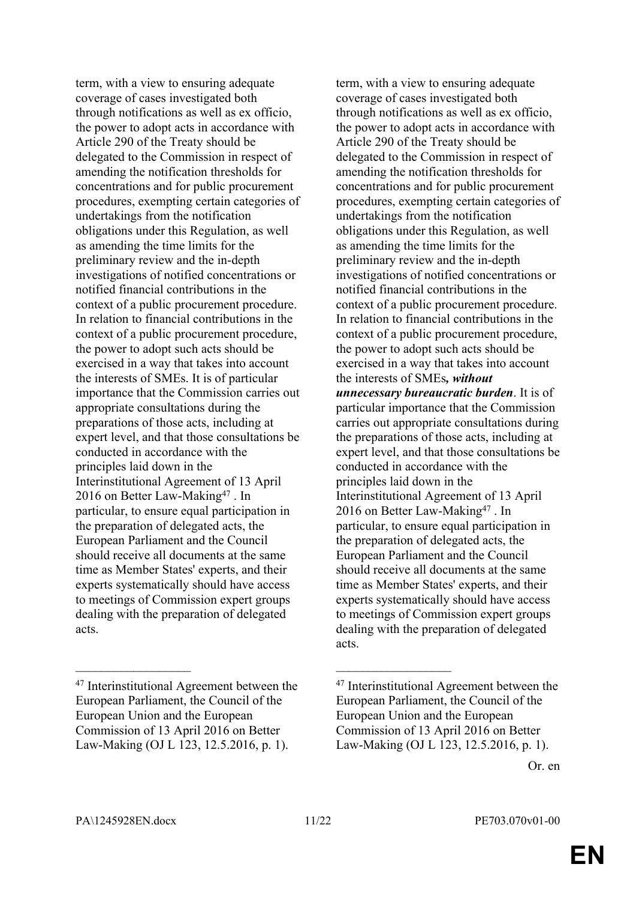| | |
|---|---|
| term, with a view to ensuring adequate coverage of cases investigated both through notifications as well as ex officio, the power to adopt acts in accordance with Article 290 of the Treaty should be delegated to the Commission in respect of amending the notification thresholds for concentrations and for public procurement procedures, exempting certain categories of undertakings from the notification obligations under this Regulation, as well as amending the time limits for the preliminary review and the in-depth investigations of notified concentrations or notified financial contributions in the context of a public procurement procedure. In relation to financial contributions in the context of a public procurement procedure, the power to adopt such acts should be exercised in a way that takes into account the interests of SMEs. It is of particular importance that the Commission carries out appropriate consultations during the preparations of those acts, including at expert level, and that those consultations be conducted in accordance with the principles laid down in the Interinstitutional Agreement of 13 April 2016 on Better Law-Making[47] . In particular, to ensure equal participation in the preparation of delegated acts, the European Parliament and the Council should receive all documents at the same time as Member States' experts, and their experts systematically should have access to meetings of Commission expert groups dealing with the preparation of delegated acts. | term, with a view to ensuring adequate coverage of cases investigated both through notifications as well as ex officio, the power to adopt acts in accordance with Article 290 of the Treaty should be delegated to the Commission in respect of amending the notification thresholds for concentrations and for public procurement procedures, exempting certain categories of undertakings from the notification obligations under this Regulation, as well as amending the time limits for the preliminary review and the in-depth investigations of notified concentrations or notified financial contributions in the context of a public procurement procedure. In relation to financial contributions in the context of a public procurement procedure, the power to adopt such acts should be exercised in a way that takes into account the interests of SMEs***, without unnecessary bureaucratic burden***. It is of particular importance that the Commission carries out appropriate consultations during the preparations of those acts, including at expert level, and that those consultations be conducted in accordance with the principles laid down in the Interinstitutional Agreement of 13 April 2016 on Better Law-Making[47] . In particular, to ensure equal participation in the preparation of delegated acts, the European Parliament and the Council should receive all documents at the same time as Member States' experts, and their experts systematically should have access to meetings of Commission expert groups dealing with the preparation of delegated acts. |
| __________________ | __________________ |
| [47] Interinstitutional Agreement between the European Parliament, the Council of the European Union and the European Commission of 13 April 2016 on Better Law-Making (OJ L 123, 12.5.2016, p. 1). | [47] Interinstitutional Agreement between the European Parliament, the Council of the European Union and the European Commission of 13 April 2016 on Better Law-Making (OJ L 123, 12.5.2016, p. 1). |

Or. en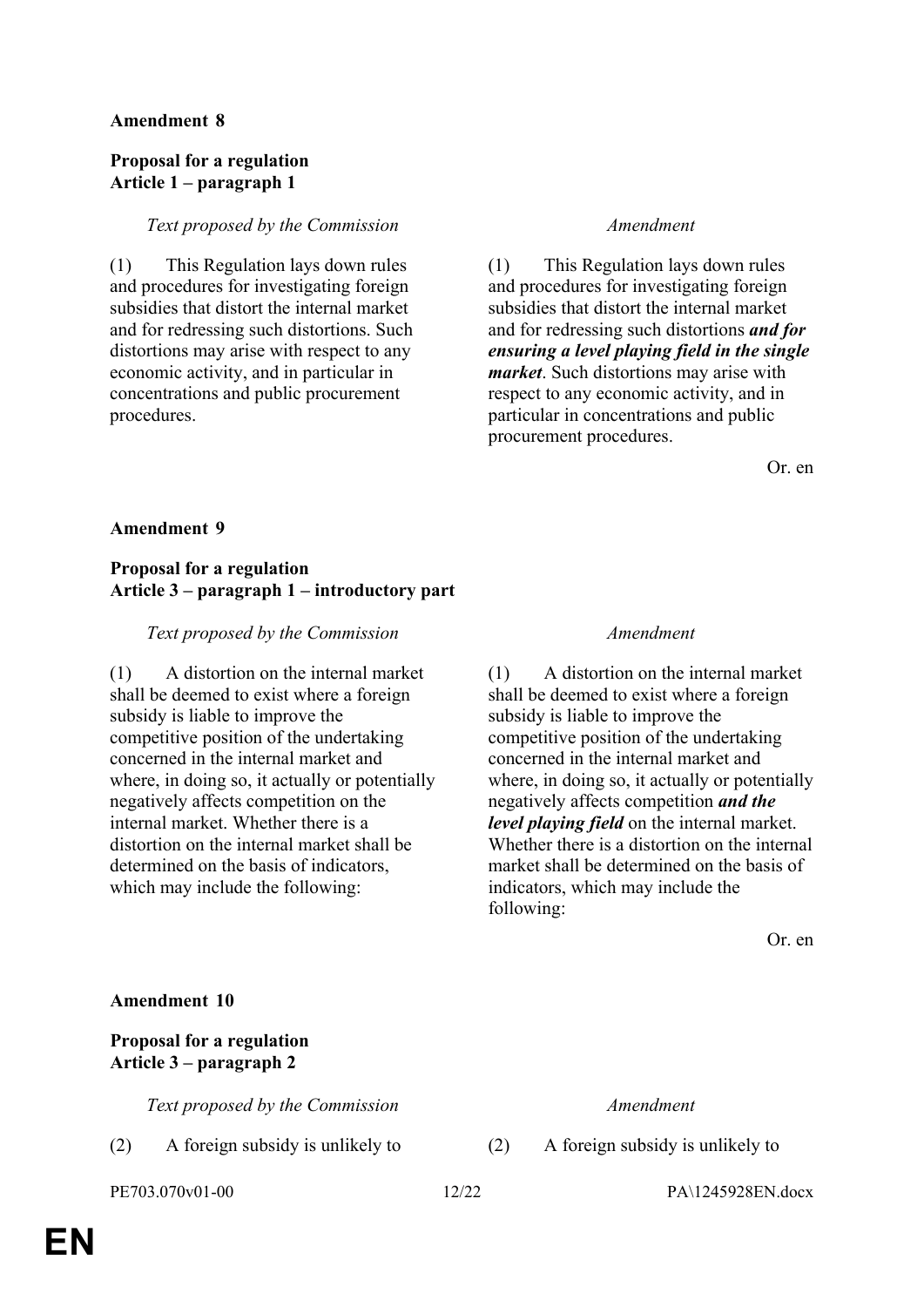**Amendment 8**

**Proposal for a regulation**
**Article 1 – paragraph 1**

| *Text proposed by the Commission* | *Amendment* |
|---|---|
| (1) This Regulation lays down rules and procedures for investigating foreign subsidies that distort the internal market and for redressing such distortions. Such distortions may arise with respect to any economic activity, and in particular in concentrations and public procurement procedures. | (1) This Regulation lays down rules and procedures for investigating foreign subsidies that distort the internal market and for redressing such distortions ***and for ensuring a level playing field in the single market***. Such distortions may arise with respect to any economic activity, and in particular in concentrations and public procurement procedures. |

Or. en

**Amendment 9**

**Proposal for a regulation**
**Article 3 – paragraph 1 – introductory part**

| *Text proposed by the Commission* | *Amendment* |
|---|---|
| (1) A distortion on the internal market shall be deemed to exist where a foreign subsidy is liable to improve the competitive position of the undertaking concerned in the internal market and where, in doing so, it actually or potentially negatively affects competition on the internal market. Whether there is a distortion on the internal market shall be determined on the basis of indicators, which may include the following: | (1) A distortion on the internal market shall be deemed to exist where a foreign subsidy is liable to improve the competitive position of the undertaking concerned in the internal market and where, in doing so, it actually or potentially negatively affects competition ***and the level playing field*** on the internal market. Whether there is a distortion on the internal market shall be determined on the basis of indicators, which may include the following: |

Or. en

**Amendment 10**

**Proposal for a regulation**
**Article 3 – paragraph 2**

| *Text proposed by the Commission* | *Amendment* |
|---|---|
| (2) A foreign subsidy is unlikely to | (2) A foreign subsidy is unlikely to |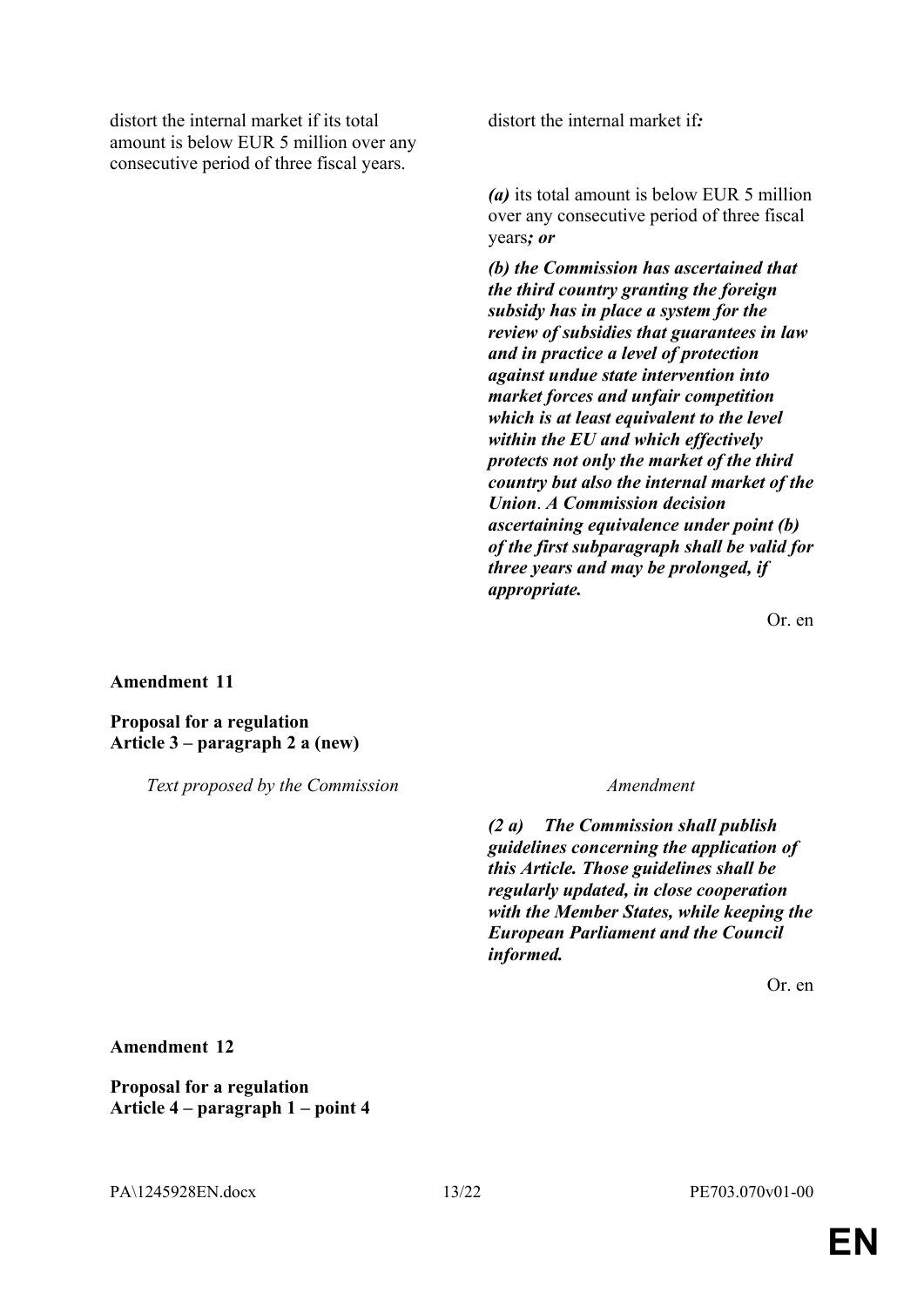| | |
|---|---|
| distort the internal market if its total amount is below EUR 5 million over any consecutive period of three fiscal years. | distort the internal market if***:*** |
| | ***(a)*** its total amount is below EUR 5 million over any consecutive period of three fiscal years***; or*** |
| | ***(b) the Commission has ascertained that the third country granting the foreign subsidy has in place a system for the review of subsidies that guarantees in law and in practice a level of protection against undue state intervention into market forces and unfair competition which is at least equivalent to the level within the EU and which effectively protects not only the market of the third country but also the internal market of the Union***. ***A Commission decision ascertaining equivalence under point (b) of the first subparagraph shall be valid for three years and may be prolonged, if appropriate.*** |

Or. en

**Amendment 11**

**Proposal for a regulation**
**Article 3 – paragraph 2 a (new)**

| *Text proposed by the Commission* | *Amendment* |
|---|---|
| | ***(2 a) The Commission shall publish guidelines concerning the application of this Article. Those guidelines shall be regularly updated, in close cooperation with the Member States, while keeping the European Parliament and the Council informed.*** |

Or. en

**Amendment 12**

**Proposal for a regulation**
**Article 4 – paragraph 1 – point 4**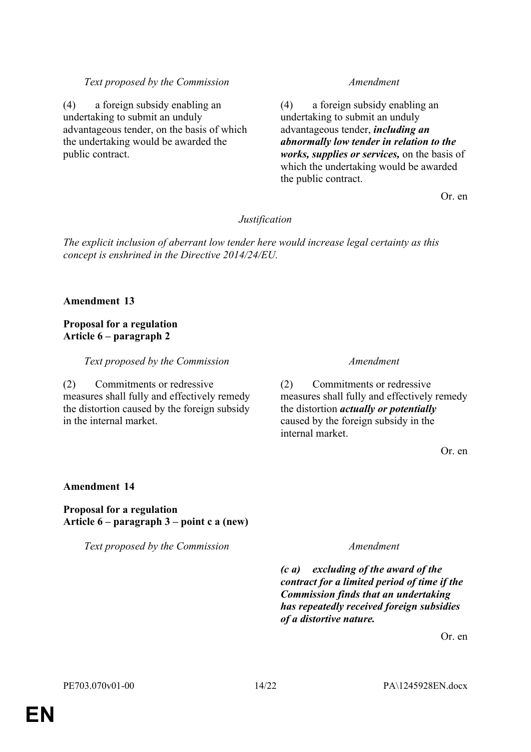| *Text proposed by the Commission* | *Amendment* |
|---|---|
| (4) a foreign subsidy enabling an undertaking to submit an unduly advantageous tender, on the basis of which the undertaking would be awarded the public contract. | (4) a foreign subsidy enabling an undertaking to submit an unduly advantageous tender, ***including an abnormally low tender in relation to the works, supplies or services,*** on the basis of which the undertaking would be awarded the public contract. |

Or. en

*Justification*

*The explicit inclusion of aberrant low tender here would increase legal certainty as this concept is enshrined in the Directive 2014/24/EU.*

**Amendment 13**

**Proposal for a regulation**
**Article 6 – paragraph 2**

| *Text proposed by the Commission* | *Amendment* |
|---|---|
| (2) Commitments or redressive measures shall fully and effectively remedy the distortion caused by the foreign subsidy in the internal market. | (2) Commitments or redressive measures shall fully and effectively remedy the distortion ***actually or potentially*** caused by the foreign subsidy in the internal market. |

Or. en

**Amendment 14**

**Proposal for a regulation**
**Article 6 – paragraph 3 – point c a (new)**

| *Text proposed by the Commission* | *Amendment* |
|---|---|
| | ***(c a) excluding of the award of the contract for a limited period of time if the Commission finds that an undertaking has repeatedly received foreign subsidies of a distortive nature.*** |

Or. en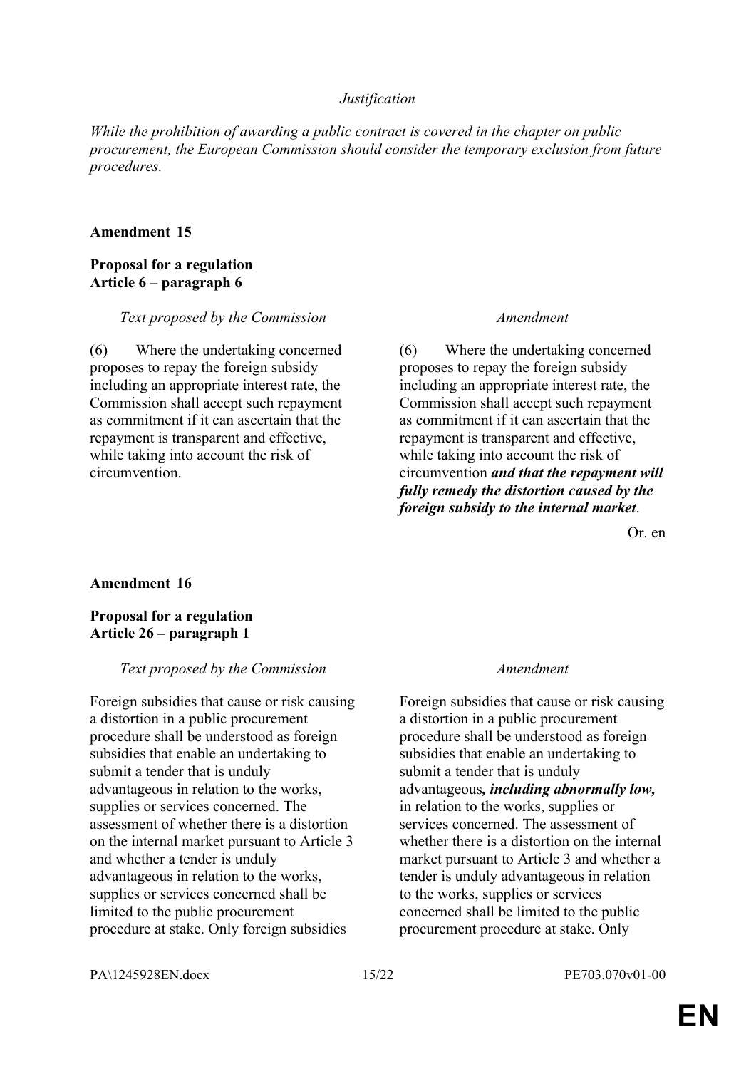*Justification*

*While the prohibition of awarding a public contract is covered in the chapter on public procurement, the European Commission should consider the temporary exclusion from future procedures.*

**Amendment 15**

**Proposal for a regulation**
**Article 6 – paragraph 6**

| *Text proposed by the Commission* | *Amendment* |
|---|---|
| (6) Where the undertaking concerned proposes to repay the foreign subsidy including an appropriate interest rate, the Commission shall accept such repayment as commitment if it can ascertain that the repayment is transparent and effective, while taking into account the risk of circumvention. | (6) Where the undertaking concerned proposes to repay the foreign subsidy including an appropriate interest rate, the Commission shall accept such repayment as commitment if it can ascertain that the repayment is transparent and effective, while taking into account the risk of circumvention ***and that the repayment will fully remedy the distortion caused by the foreign subsidy to the internal market***. |

Or. en

**Amendment 16**

**Proposal for a regulation**
**Article 26 – paragraph 1**

| *Text proposed by the Commission* | *Amendment* |
|---|---|
| Foreign subsidies that cause or risk causing a distortion in a public procurement procedure shall be understood as foreign subsidies that enable an undertaking to submit a tender that is unduly advantageous in relation to the works, supplies or services concerned. The assessment of whether there is a distortion on the internal market pursuant to Article 3 and whether a tender is unduly advantageous in relation to the works, supplies or services concerned shall be limited to the public procurement procedure at stake. Only foreign subsidies | Foreign subsidies that cause or risk causing a distortion in a public procurement procedure shall be understood as foreign subsidies that enable an undertaking to submit a tender that is unduly advantageous***, including abnormally low,*** in relation to the works, supplies or services concerned. The assessment of whether there is a distortion on the internal market pursuant to Article 3 and whether a tender is unduly advantageous in relation to the works, supplies or services concerned shall be limited to the public procurement procedure at stake. Only |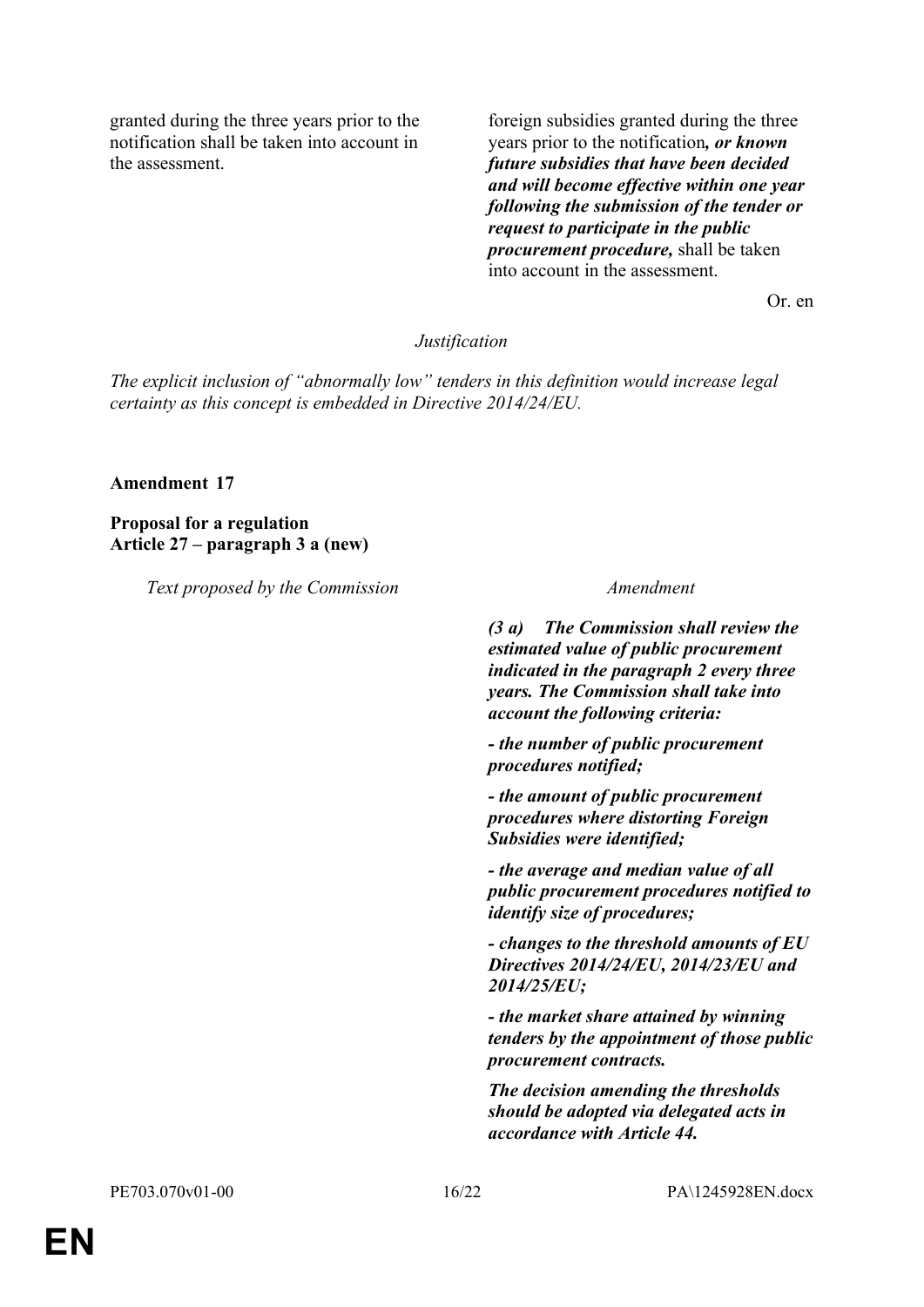| | |
|---|---|
| granted during the three years prior to the notification shall be taken into account in the assessment. | foreign subsidies granted during the three years prior to the notification***, or known future subsidies that have been decided and will become effective within one year following the submission of the tender or request to participate in the public procurement procedure,*** shall be taken into account in the assessment. |

Or. en

*Justification*

*The explicit inclusion of "abnormally low" tenders in this definition would increase legal certainty as this concept is embedded in Directive 2014/24/EU.*

**Amendment 17**

**Proposal for a regulation**
**Article 27 – paragraph 3 a (new)**

| *Text proposed by the Commission* | *Amendment* |
|---|---|
| | ***(3 a) The Commission shall review the estimated value of public procurement indicated in the paragraph 2 every three years. The Commission shall take into account the following criteria:*** |
| | ***- the number of public procurement procedures notified;*** |
| | ***- the amount of public procurement procedures where distorting Foreign Subsidies were identified;*** |
| | ***- the average and median value of all public procurement procedures notified to identify size of procedures;*** |
| | ***- changes to the threshold amounts of EU Directives 2014/24/EU, 2014/23/EU and 2014/25/EU;*** |
| | ***- the market share attained by winning tenders by the appointment of those public procurement contracts.*** |
| | ***The decision amending the thresholds should be adopted via delegated acts in accordance with Article 44.*** |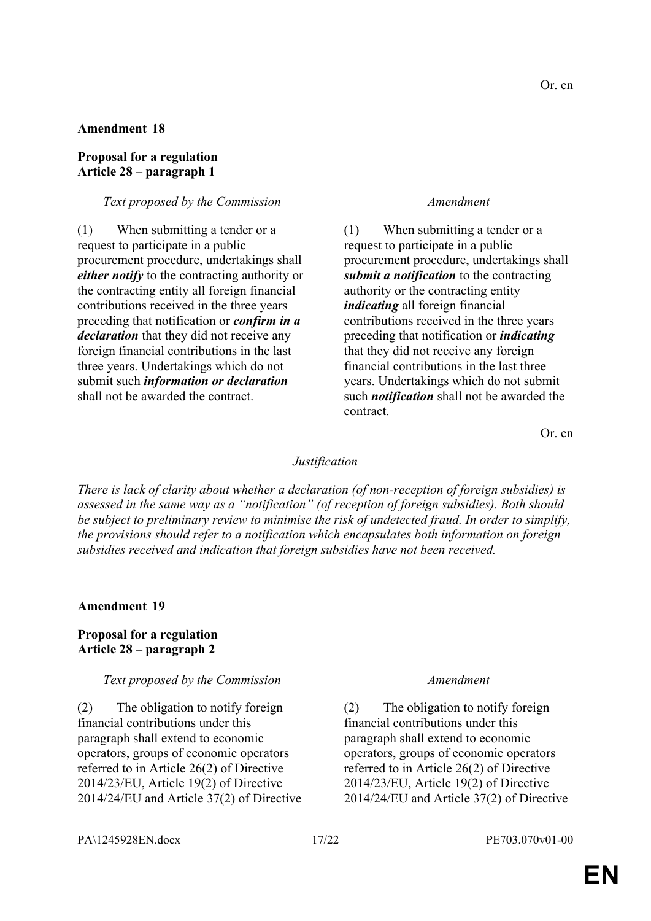Or. en

**Amendment 18**

**Proposal for a regulation**
**Article 28 – paragraph 1**

| *Text proposed by the Commission* | *Amendment* |
|---|---|
| (1) When submitting a tender or a request to participate in a public procurement procedure, undertakings shall ***either notify*** to the contracting authority or the contracting entity all foreign financial contributions received in the three years preceding that notification or ***confirm in a declaration*** that they did not receive any foreign financial contributions in the last three years. Undertakings which do not submit such ***information or declaration*** shall not be awarded the contract. | (1) When submitting a tender or a request to participate in a public procurement procedure, undertakings shall ***submit a notification*** to the contracting authority or the contracting entity ***indicating*** all foreign financial contributions received in the three years preceding that notification or ***indicating*** that they did not receive any foreign financial contributions in the last three years. Undertakings which do not submit such ***notification*** shall not be awarded the contract. |

Or. en

*Justification*

*There is lack of clarity about whether a declaration (of non-reception of foreign subsidies) is assessed in the same way as a "notification" (of reception of foreign subsidies). Both should be subject to preliminary review to minimise the risk of undetected fraud. In order to simplify, the provisions should refer to a notification which encapsulates both information on foreign subsidies received and indication that foreign subsidies have not been received.*

**Amendment 19**

**Proposal for a regulation**
**Article 28 – paragraph 2**

| *Text proposed by the Commission* | *Amendment* |
|---|---|
| (2) The obligation to notify foreign financial contributions under this paragraph shall extend to economic operators, groups of economic operators referred to in Article 26(2) of Directive 2014/23/EU, Article 19(2) of Directive 2014/24/EU and Article 37(2) of Directive | (2) The obligation to notify foreign financial contributions under this paragraph shall extend to economic operators, groups of economic operators referred to in Article 26(2) of Directive 2014/23/EU, Article 19(2) of Directive 2014/24/EU and Article 37(2) of Directive |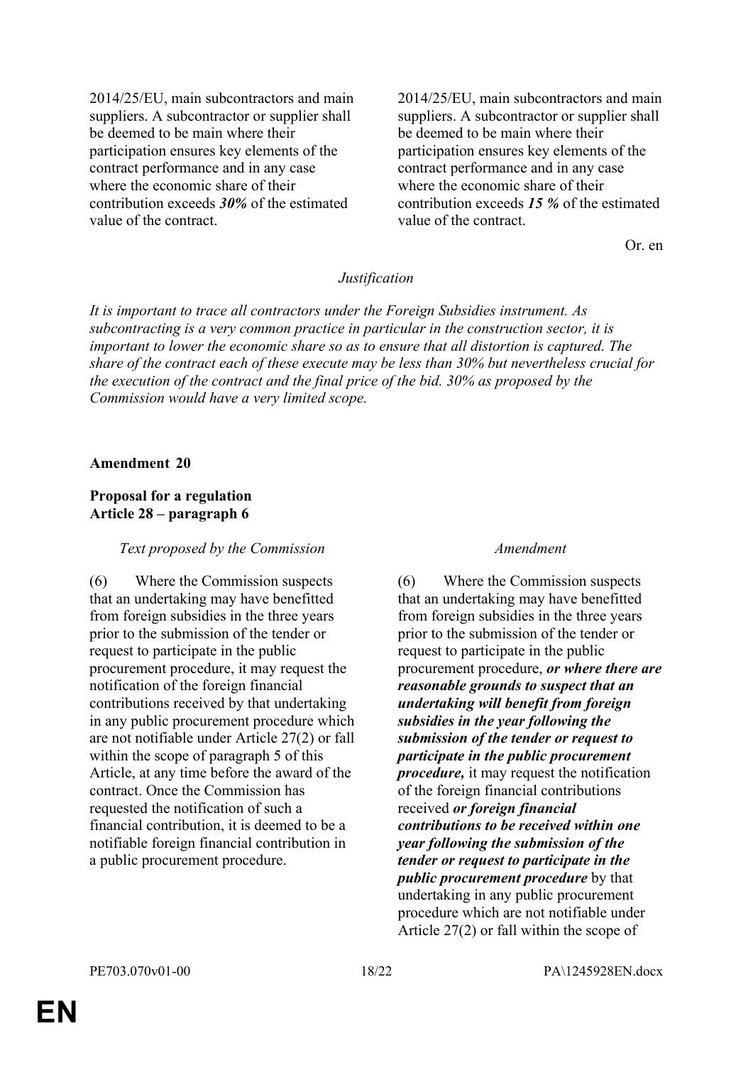| | |
|---|---|
| 2014/25/EU, main subcontractors and main suppliers. A subcontractor or supplier shall be deemed to be main where their participation ensures key elements of the contract performance and in any case where the economic share of their contribution exceeds ***30%*** of the estimated value of the contract. | 2014/25/EU, main subcontractors and main suppliers. A subcontractor or supplier shall be deemed to be main where their participation ensures key elements of the contract performance and in any case where the economic share of their contribution exceeds ***15 %*** of the estimated value of the contract. |

Or. en

*Justification*

*It is important to trace all contractors under the Foreign Subsidies instrument. As subcontracting is a very common practice in particular in the construction sector, it is important to lower the economic share so as to ensure that all distortion is captured. The share of the contract each of these execute may be less than 30% but nevertheless crucial for the execution of the contract and the final price of the bid. 30% as proposed by the Commission would have a very limited scope.*

**Amendment 20**

**Proposal for a regulation**
**Article 28 – paragraph 6**

| *Text proposed by the Commission* | *Amendment* |
|---|---|
| (6) Where the Commission suspects that an undertaking may have benefitted from foreign subsidies in the three years prior to the submission of the tender or request to participate in the public procurement procedure, it may request the notification of the foreign financial contributions received by that undertaking in any public procurement procedure which are not notifiable under Article 27(2) or fall within the scope of paragraph 5 of this Article, at any time before the award of the contract. Once the Commission has requested the notification of such a financial contribution, it is deemed to be a notifiable foreign financial contribution in a public procurement procedure. | (6) Where the Commission suspects that an undertaking may have benefitted from foreign subsidies in the three years prior to the submission of the tender or request to participate in the public procurement procedure, ***or where there are reasonable grounds to suspect that an undertaking will benefit from foreign subsidies in the year following the submission of the tender or request to participate in the public procurement procedure,*** it may request the notification of the foreign financial contributions received ***or foreign financial contributions to be received within one year following the submission of the tender or request to participate in the public procurement procedure*** by that undertaking in any public procurement procedure which are not notifiable under Article 27(2) or fall within the scope of |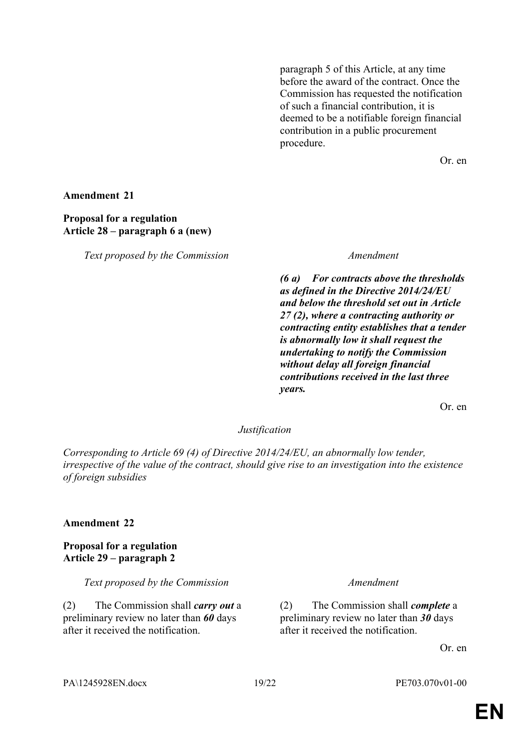| | |
|---|---|
| | paragraph 5 of this Article, at any time before the award of the contract. Once the Commission has requested the notification of such a financial contribution, it is deemed to be a notifiable foreign financial contribution in a public procurement procedure. |

Or. en

**Amendment 21**

**Proposal for a regulation**
**Article 28 – paragraph 6 a (new)**

| *Text proposed by the Commission* | *Amendment* |
|---|---|
| | ***(6 a) For contracts above the thresholds as defined in the Directive 2014/24/EU and below the threshold set out in Article 27 (2), where a contracting authority or contracting entity establishes that a tender is abnormally low it shall request the undertaking to notify the Commission without delay all foreign financial contributions received in the last three years.*** |

Or. en

*Justification*

*Corresponding to Article 69 (4) of Directive 2014/24/EU, an abnormally low tender, irrespective of the value of the contract, should give rise to an investigation into the existence of foreign subsidies*

**Amendment 22**

**Proposal for a regulation**
**Article 29 – paragraph 2**

| *Text proposed by the Commission* | *Amendment* |
|---|---|
| (2) The Commission shall ***carry out*** a preliminary review no later than ***60*** days after it received the notification. | (2) The Commission shall ***complete*** a preliminary review no later than ***30*** days after it received the notification. |

Or. en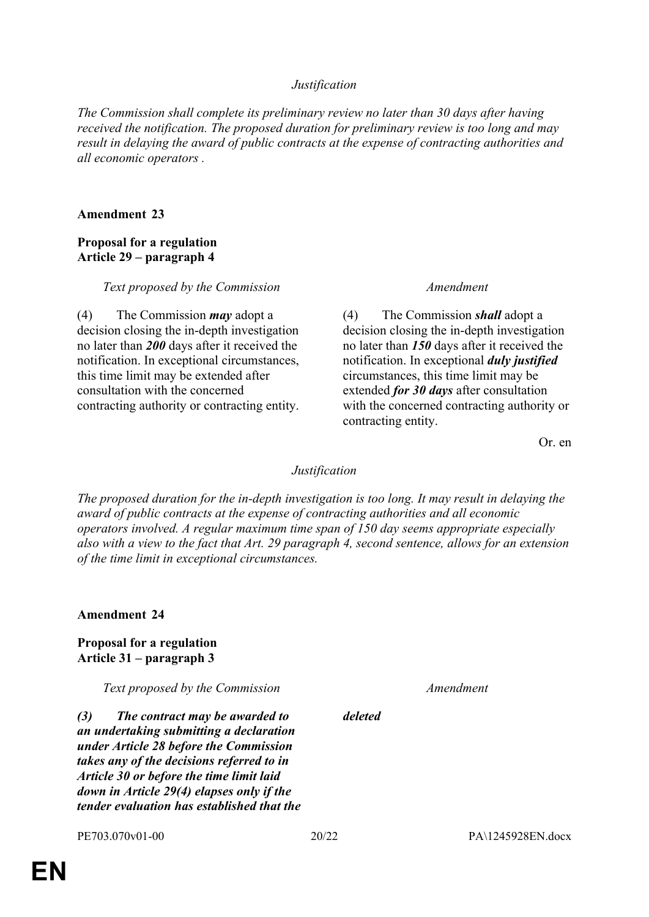*Justification*

*The Commission shall complete its preliminary review no later than 30 days after having received the notification. The proposed duration for preliminary review is too long and may result in delaying the award of public contracts at the expense of contracting authorities and all economic operators .*

**Amendment 23**

**Proposal for a regulation**
**Article 29 – paragraph 4**

| *Text proposed by the Commission* | *Amendment* |
|---|---|
| (4) The Commission ***may*** adopt a decision closing the in-depth investigation no later than ***200*** days after it received the notification. In exceptional circumstances, this time limit may be extended after consultation with the concerned contracting authority or contracting entity. | (4) The Commission ***shall*** adopt a decision closing the in-depth investigation no later than ***150*** days after it received the notification. In exceptional ***duly justified*** circumstances, this time limit may be extended ***for 30 days*** after consultation with the concerned contracting authority or contracting entity. |

Or. en

*Justification*

*The proposed duration for the in-depth investigation is too long. It may result in delaying the award of public contracts at the expense of contracting authorities and all economic operators involved. A regular maximum time span of 150 day seems appropriate especially also with a view to the fact that Art. 29 paragraph 4, second sentence, allows for an extension of the time limit in exceptional circumstances.*

**Amendment 24**

**Proposal for a regulation**
**Article 31 – paragraph 3**

| *Text proposed by the Commission* | *Amendment* |
|---|---|
| ***(3) The contract may be awarded to an undertaking submitting a declaration under Article 28 before the Commission takes any of the decisions referred to in Article 30 or before the time limit laid down in Article 29(4) elapses only if the tender evaluation has established that the*** | ***deleted*** |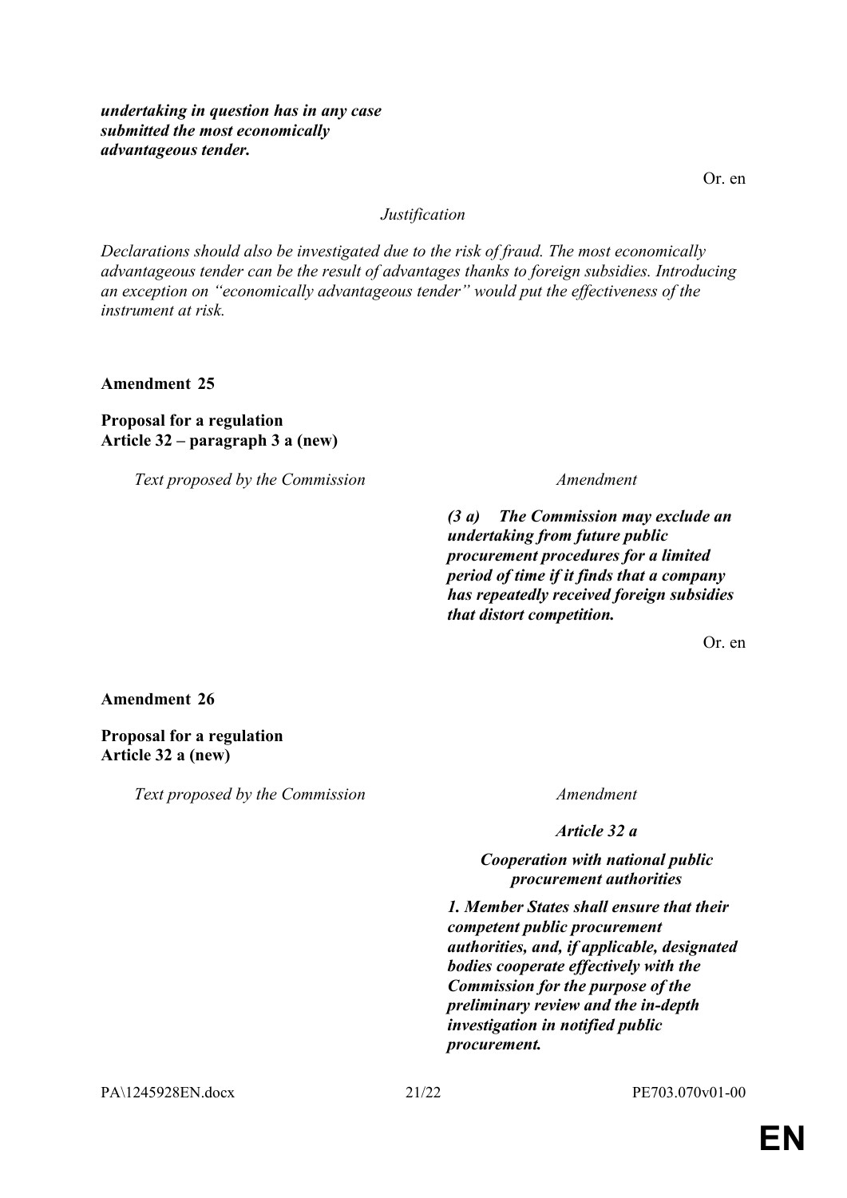| | |
|---|---|
| | ***undertaking in question has in any case submitted the most economically advantageous tender.*** |

Or. en

*Justification*

*Declarations should also be investigated due to the risk of fraud. The most economically advantageous tender can be the result of advantages thanks to foreign subsidies. Introducing an exception on "economically advantageous tender" would put the effectiveness of the instrument at risk.*

**Amendment 25**

**Proposal for a regulation**
**Article 32 – paragraph 3 a (new)**

| *Text proposed by the Commission* | *Amendment* |
|---|---|
| | ***(3 a) The Commission may exclude an undertaking from future public procurement procedures for a limited period of time if it finds that a company has repeatedly received foreign subsidies that distort competition.*** |

Or. en

**Amendment 26**

**Proposal for a regulation**
**Article 32 a (new)**

| *Text proposed by the Commission* | *Amendment* |
|---|---|
| | ***Article 32 a*** |
| | ***Cooperation with national public procurement authorities*** |
| | ***1. Member States shall ensure that their competent public procurement authorities, and, if applicable, designated bodies cooperate effectively with the Commission for the purpose of the preliminary review and the in-depth investigation in notified public procurement.*** |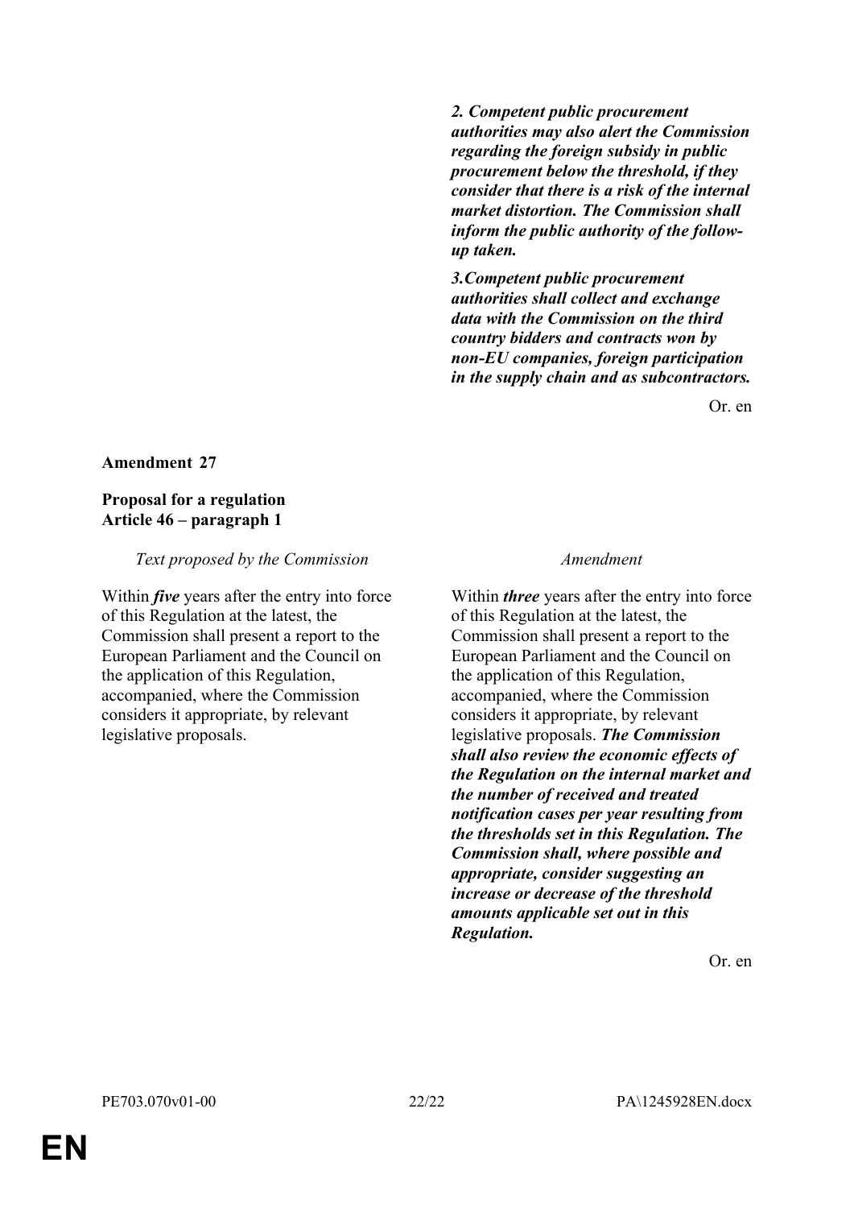***2. Competent public procurement authorities may also alert the Commission regarding the foreign subsidy in public procurement below the threshold, if they consider that there is a risk of the internal market distortion. The Commission shall inform the public authority of the follow-up taken.***

***3.Competent public procurement authorities shall collect and exchange data with the Commission on the third country bidders and contracts won by non-EU companies, foreign participation in the supply chain and as subcontractors.***

Or. en

**Amendment 27**

**Proposal for a regulation**
**Article 46 – paragraph 1**

| *Text proposed by the Commission* | *Amendment* |
|---|---|
| Within ***five*** years after the entry into force of this Regulation at the latest, the Commission shall present a report to the European Parliament and the Council on the application of this Regulation, accompanied, where the Commission considers it appropriate, by relevant legislative proposals. | Within ***three*** years after the entry into force of this Regulation at the latest, the Commission shall present a report to the European Parliament and the Council on the application of this Regulation, accompanied, where the Commission considers it appropriate, by relevant legislative proposals. ***The Commission shall also review the economic effects of the Regulation on the internal market and the number of received and treated notification cases per year resulting from the thresholds set in this Regulation. The Commission shall, where possible and appropriate, consider suggesting an increase or decrease of the threshold amounts applicable set out in this Regulation.*** |

Or. en